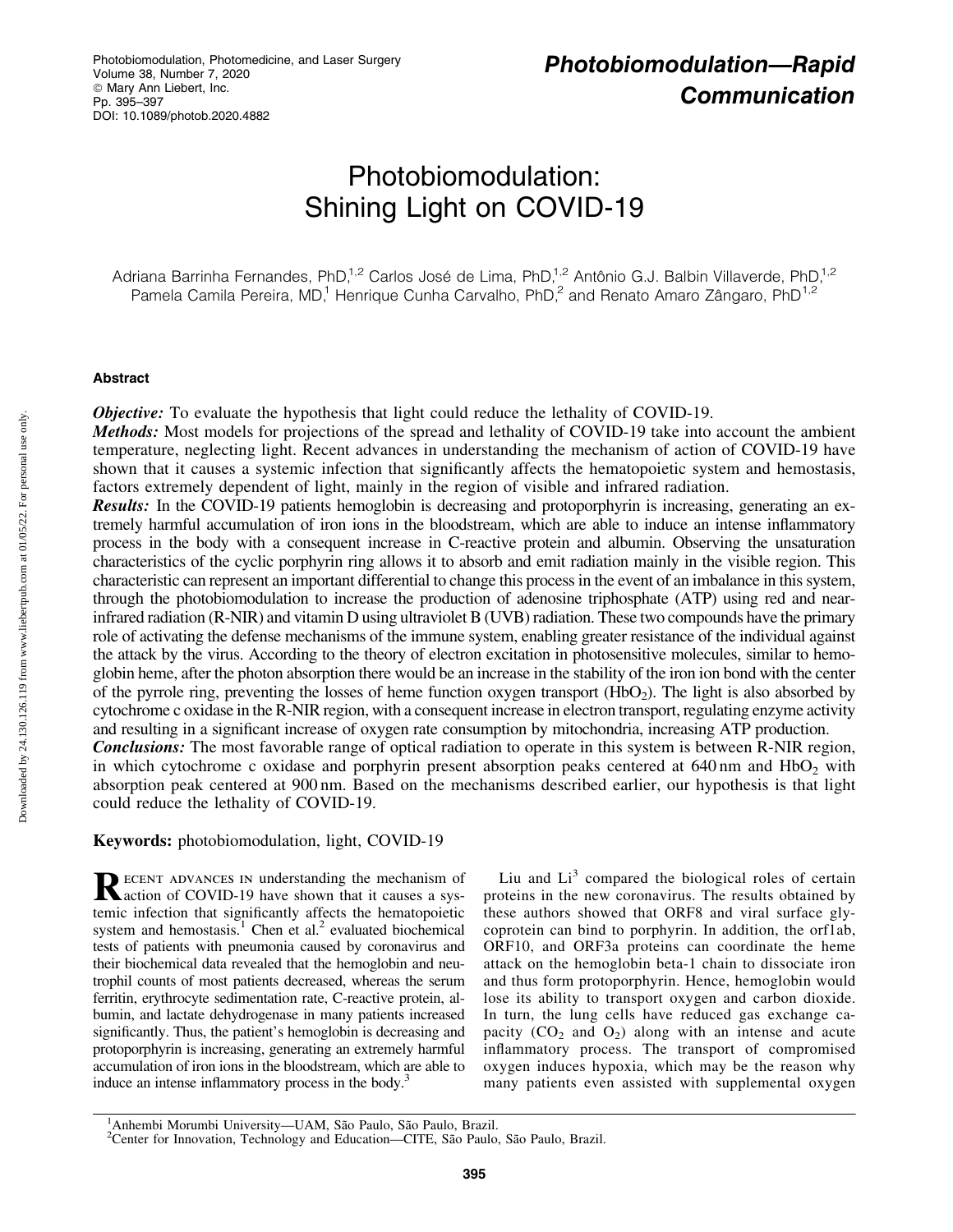Photobiomodulation—Rapid Communication

# Photobiomodulation: Shining Light on COVID-19

Adriana Barrinha Fernandes, PhD,[1,2] Carlos José de Lima, PhD,[1,2] Antônio G.J. Balbin Villaverde, PhD,[1,2] Pamela Camila Pereira, MD,[1] Henrique Cunha Carvalho, PhD,[2] and Renato Amaro Zângaro, PhD[1,2]

## Abstract

***Objective:*** To evaluate the hypothesis that light could reduce the lethality of COVID-19.

***Methods:*** Most models for projections of the spread and lethality of COVID-19 take into account the ambient temperature, neglecting light. Recent advances in understanding the mechanism of action of COVID-19 have shown that it causes a systemic infection that significantly affects the hematopoietic system and hemostasis, factors extremely dependent of light, mainly in the region of visible and infrared radiation.

***Results:*** In the COVID-19 patients hemoglobin is decreasing and protoporphyrin is increasing, generating an extremely harmful accumulation of iron ions in the bloodstream, which are able to induce an intense inflammatory process in the body with a consequent increase in C-reactive protein and albumin. Observing the unsaturation characteristics of the cyclic porphyrin ring allows it to absorb and emit radiation mainly in the visible region. This characteristic can represent an important differential to change this process in the event of an imbalance in this system, through the photobiomodulation to increase the production of adenosine triphosphate (ATP) using red and near-infrared radiation (R-NIR) and vitamin D using ultraviolet B (UVB) radiation. These two compounds have the primary role of activating the defense mechanisms of the immune system, enabling greater resistance of the individual against the attack by the virus. According to the theory of electron excitation in photosensitive molecules, similar to hemoglobin heme, after the photon absorption there would be an increase in the stability of the iron ion bond with the center of the pyrrole ring, preventing the losses of heme function oxygen transport ($HbO_2$). The light is also absorbed by cytochrome c oxidase in the R-NIR region, with a consequent increase in electron transport, regulating enzyme activity and resulting in a significant increase of oxygen rate consumption by mitochondria, increasing ATP production.

***Conclusions:*** The most favorable range of optical radiation to operate in this system is between R-NIR region, in which cytochrome c oxidase and porphyrin present absorption peaks centered at 640 nm and $HbO_2$ with absorption peak centered at 900 nm. Based on the mechanisms described earlier, our hypothesis is that light could reduce the lethality of COVID-19.

**Keywords:** photobiomodulation, light, COVID-19

Recent advances in understanding the mechanism of action of COVID-19 have shown that it causes a systemic infection that significantly affects the hematopoietic system and hemostasis.[1] Chen et al.[2] evaluated biochemical tests of patients with pneumonia caused by coronavirus and their biochemical data revealed that the hemoglobin and neutrophil counts of most patients decreased, whereas the serum ferritin, erythrocyte sedimentation rate, C-reactive protein, albumin, and lactate dehydrogenase in many patients increased significantly. Thus, the patient's hemoglobin is decreasing and protoporphyrin is increasing, generating an extremely harmful accumulation of iron ions in the bloodstream, which are able to induce an intense inflammatory process in the body.[3]

Liu and Li[3] compared the biological roles of certain proteins in the new coronavirus. The results obtained by these authors showed that ORF8 and viral surface glycoprotein can bind to porphyrin. In addition, the orf1ab, ORF10, and ORF3a proteins can coordinate the heme attack on the hemoglobin beta-1 chain to dissociate iron and thus form protoporphyrin. Hence, hemoglobin would lose its ability to transport oxygen and carbon dioxide. In turn, the lung cells have reduced gas exchange capacity ($CO_2$ and $O_2$) along with an intense and acute inflammatory process. The transport of compromised oxygen induces hypoxia, which may be the reason why many patients even assisted with supplemental oxygen

[1]Anhembi Morumbi University—UAM, São Paulo, São Paulo, Brazil.
[2]Center for Innovation, Technology and Education—CITE, São Paulo, São Paulo, Brazil.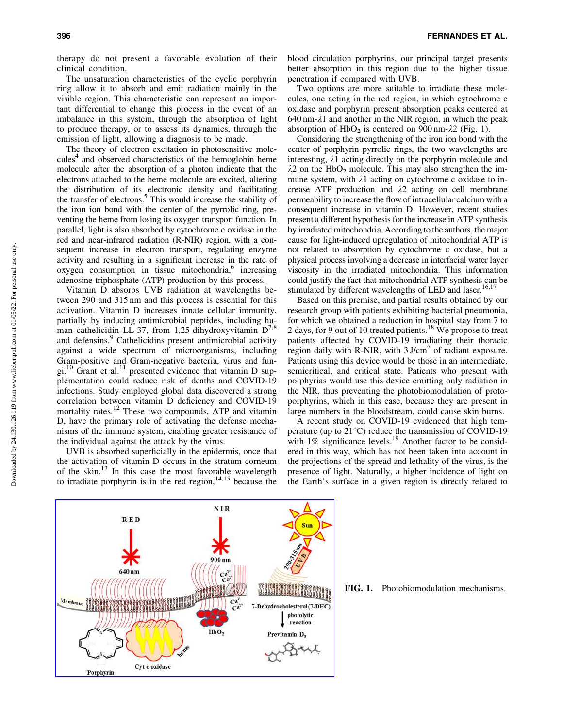therapy do not present a favorable evolution of their clinical condition.

The unsaturation characteristics of the cyclic porphyrin ring allow it to absorb and emit radiation mainly in the visible region. This characteristic can represent an important differential to change this process in the event of an imbalance in this system, through the absorption of light to produce therapy, or to assess its dynamics, through the emission of light, allowing a diagnosis to be made.

The theory of electron excitation in photosensitive molecules[4] and observed characteristics of the hemoglobin heme molecule after the absorption of a photon indicate that the electrons attached to the heme molecule are excited, altering the distribution of its electronic density and facilitating the transfer of electrons.[5] This would increase the stability of the iron ion bond with the center of the pyrrolic ring, preventing the heme from losing its oxygen transport function. In parallel, light is also absorbed by cytochrome c oxidase in the red and near-infrared radiation (R-NIR) region, with a consequent increase in electron transport, regulating enzyme activity and resulting in a significant increase in the rate of oxygen consumption in tissue mitochondria,[6] increasing adenosine triphosphate (ATP) production by this process.

Vitamin D absorbs UVB radiation at wavelengths between 290 and 315 nm and this process is essential for this activation. Vitamin D increases innate cellular immunity, partially by inducing antimicrobial peptides, including human cathelicidin LL-37, from 1,25-dihydroxyvitamin D[7,8] and defensins.[9] Cathelicidins present antimicrobial activity against a wide spectrum of microorganisms, including Gram-positive and Gram-negative bacteria, virus and fungi.[10] Grant et al.[11] presented evidence that vitamin D supplementation could reduce risk of deaths and COVID-19 infections. Study employed global data discovered a strong correlation between vitamin D deficiency and COVID-19 mortality rates.[12] These two compounds, ATP and vitamin D, have the primary role of activating the defense mechanisms of the immune system, enabling greater resistance of the individual against the attack by the virus.

UVB is absorbed superficially in the epidermis, once that the activation of vitamin D occurs in the stratum corneum of the skin.[13] In this case the most favorable wavelength to irradiate porphyrin is in the red region,[14,15] because the blood circulation porphyrins, our principal target presents better absorption in this region due to the higher tissue penetration if compared with UVB.

Two options are more suitable to irradiate these molecules, one acting in the red region, in which cytochrome c oxidase and porphyrin present absorption peaks centered at 640 nm-$\lambda 1$ and another in the NIR region, in which the peak absorption of $HbO_2$ is centered on 900 nm-$\lambda 2$ (Fig. 1).

Considering the strengthening of the iron ion bond with the center of porphyrin pyrrolic rings, the two wavelengths are interesting, $\lambda 1$ acting directly on the porphyrin molecule and $\lambda 2$ on the $HbO_2$ molecule. This may also strengthen the immune system, with $\lambda 1$ acting on cytochrome c oxidase to increase ATP production and $\lambda 2$ acting on cell membrane permeability to increase the flow of intracellular calcium with a consequent increase in vitamin D. However, recent studies present a different hypothesis for the increase in ATP synthesis by irradiated mitochondria. According to the authors, the major cause for light-induced upregulation of mitochondrial ATP is not related to absorption by cytochrome c oxidase, but a physical process involving a decrease in interfacial water layer viscosity in the irradiated mitochondria. This information could justify the fact that mitochondrial ATP synthesis can be stimulated by different wavelengths of LED and laser.[16,17]

Based on this premise, and partial results obtained by our research group with patients exhibiting bacterial pneumonia, for which we obtained a reduction in hospital stay from 7 to 2 days, for 9 out of 10 treated patients.[18] We propose to treat patients affected by COVID-19 irradiating their thoracic region daily with R-NIR, with 3 J/cm$^2$ of radiant exposure. Patients using this device would be those in an intermediate, semicritical, and critical state. Patients who present with porphyrias would use this device emitting only radiation in the NIR, thus preventing the photobiomodulation of protoporphyrins, which in this case, because they are present in large numbers in the bloodstream, could cause skin burns.

A recent study on COVID-19 evidenced that high temperature (up to 21°C) reduce the transmission of COVID-19 with 1% significance levels.[19] Another factor to be considered in this way, which has not been taken into account in the projections of the spread and lethality of the virus, is the presence of light. Naturally, a higher incidence of light on the Earth's surface in a given region is directly related to

**FIG. 1.** Photobiomodulation mechanisms.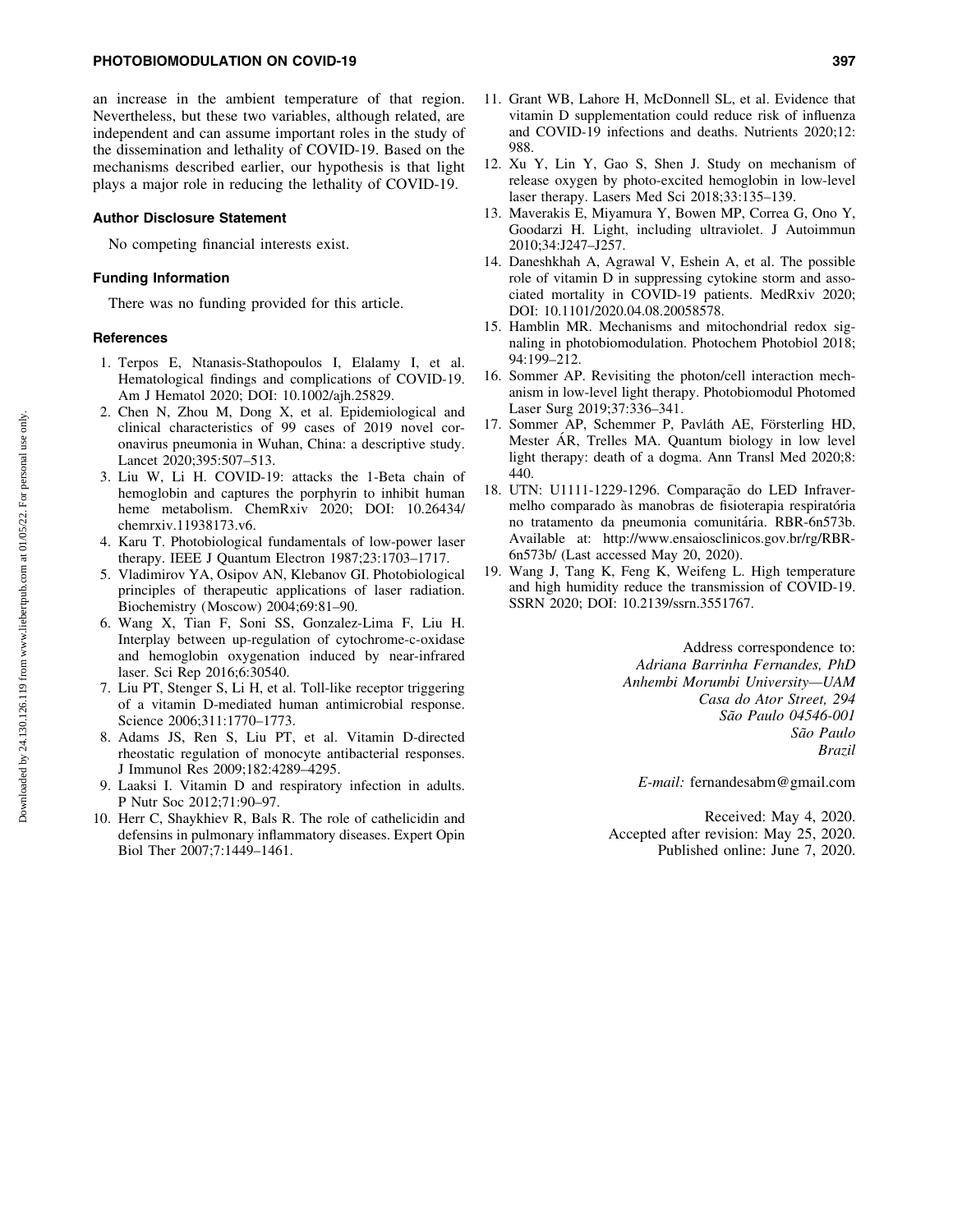an increase in the ambient temperature of that region. Nevertheless, but these two variables, although related, are independent and can assume important roles in the study of the dissemination and lethality of COVID-19. Based on the mechanisms described earlier, our hypothesis is that light plays a major role in reducing the lethality of COVID-19.

### Author Disclosure Statement

No competing financial interests exist.

### Funding Information

There was no funding provided for this article.

### References

1. Terpos E, Ntanasis-Stathopoulos I, Elalamy I, et al. Hematological findings and complications of COVID-19. Am J Hematol 2020; DOI: 10.1002/ajh.25829.
2. Chen N, Zhou M, Dong X, et al. Epidemiological and clinical characteristics of 99 cases of 2019 novel coronavirus pneumonia in Wuhan, China: a descriptive study. Lancet 2020;395:507–513.
3. Liu W, Li H. COVID-19: attacks the 1-Beta chain of hemoglobin and captures the porphyrin to inhibit human heme metabolism. ChemRxiv 2020; DOI: 10.26434/chemrxiv.11938173.v6.
4. Karu T. Photobiological fundamentals of low-power laser therapy. IEEE J Quantum Electron 1987;23:1703–1717.
5. Vladimirov YA, Osipov AN, Klebanov GI. Photobiological principles of therapeutic applications of laser radiation. Biochemistry (Moscow) 2004;69:81–90.
6. Wang X, Tian F, Soni SS, Gonzalez-Lima F, Liu H. Interplay between up-regulation of cytochrome-c-oxidase and hemoglobin oxygenation induced by near-infrared laser. Sci Rep 2016;6:30540.
7. Liu PT, Stenger S, Li H, et al. Toll-like receptor triggering of a vitamin D-mediated human antimicrobial response. Science 2006;311:1770–1773.
8. Adams JS, Ren S, Liu PT, et al. Vitamin D-directed rheostatic regulation of monocyte antibacterial responses. J Immunol Res 2009;182:4289–4295.
9. Laaksi I. Vitamin D and respiratory infection in adults. P Nutr Soc 2012;71:90–97.
10. Herr C, Shaykhiev R, Bals R. The role of cathelicidin and defensins in pulmonary inflammatory diseases. Expert Opin Biol Ther 2007;7:1449–1461.
11. Grant WB, Lahore H, McDonnell SL, et al. Evidence that vitamin D supplementation could reduce risk of influenza and COVID-19 infections and deaths. Nutrients 2020;12:988.
12. Xu Y, Lin Y, Gao S, Shen J. Study on mechanism of release oxygen by photo-excited hemoglobin in low-level laser therapy. Lasers Med Sci 2018;33:135–139.
13. Maverakis E, Miyamura Y, Bowen MP, Correa G, Ono Y, Goodarzi H. Light, including ultraviolet. J Autoimmun 2010;34:J247–J257.
14. Daneshkhah A, Agrawal V, Eshein A, et al. The possible role of vitamin D in suppressing cytokine storm and associated mortality in COVID-19 patients. MedRxiv 2020; DOI: 10.1101/2020.04.08.20058578.
15. Hamblin MR. Mechanisms and mitochondrial redox signaling in photobiomodulation. Photochem Photobiol 2018;94:199–212.
16. Sommer AP. Revisiting the photon/cell interaction mechanism in low-level light therapy. Photobiomodul Photomed Laser Surg 2019;37:336–341.
17. Sommer AP, Schemmer P, Pavláth AE, Försterling HD, Mester ÁR, Trelles MA. Quantum biology in low level light therapy: death of a dogma. Ann Transl Med 2020;8:440.
18. UTN: U1111-1229-1296. Comparação do LED Infravermelho comparado às manobras de fisioterapia respiratória no tratamento da pneumonia comunitária. RBR-6n573b. Available at: http://www.ensaiosclinicos.gov.br/rg/RBR-6n573b/ (Last accessed May 20, 2020).
19. Wang J, Tang K, Feng K, Weifeng L. High temperature and high humidity reduce the transmission of COVID-19. SSRN 2020; DOI: 10.2139/ssrn.3551767.

Address correspondence to:
*Adriana Barrinha Fernandes, PhD*
*Anhembi Morumbi University—UAM*
*Casa do Ator Street, 294*
*São Paulo 04546-001*
*São Paulo*
*Brazil*

*E-mail:* fernandesabm@gmail.com

Received: May 4, 2020.
Accepted after revision: May 25, 2020.
Published online: June 7, 2020.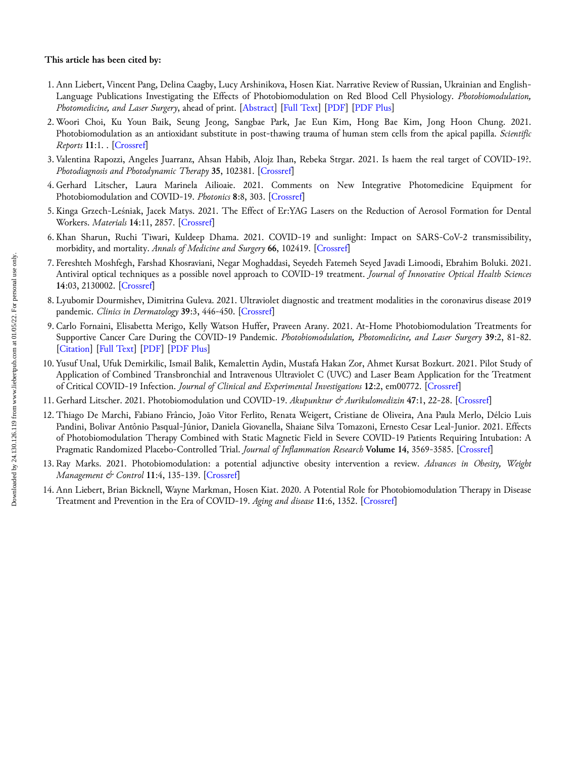**This article has been cited by:**

1. Ann Liebert, Vincent Pang, Delina Caagby, Lucy Arshinikova, Hosen Kiat. Narrative Review of Russian, Ukrainian and English-Language Publications Investigating the Effects of Photobiomodulation on Red Blood Cell Physiology. *Photobiomodulation, Photomedicine, and Laser Surgery*, ahead of print. [Abstract] [Full Text] [PDF] [PDF Plus]
2. Woori Choi, Ku Youn Baik, Seung Jeong, Sangbae Park, Jae Eun Kim, Hong Bae Kim, Jong Hoon Chung. 2021. Photobiomodulation as an antioxidant substitute in post-thawing trauma of human stem cells from the apical papilla. *Scientific Reports* **11**:1. . [Crossref]
3. Valentina Rapozzi, Angeles Juarranz, Ahsan Habib, Alojz Ihan, Rebeka Strgar. 2021. Is haem the real target of COVID-19?. *Photodiagnosis and Photodynamic Therapy* **35**, 102381. [Crossref]
4. Gerhard Litscher, Laura Marinela Ailioaie. 2021. Comments on New Integrative Photomedicine Equipment for Photobiomodulation and COVID-19. *Photonics* **8**:8, 303. [Crossref]
5. Kinga Grzech-Leśniak, Jacek Matys. 2021. The Effect of Er:YAG Lasers on the Reduction of Aerosol Formation for Dental Workers. *Materials* **14**:11, 2857. [Crossref]
6. Khan Sharun, Ruchi Tiwari, Kuldeep Dhama. 2021. COVID-19 and sunlight: Impact on SARS-CoV-2 transmissibility, morbidity, and mortality. *Annals of Medicine and Surgery* **66**, 102419. [Crossref]
7. Fereshteh Moshfegh, Farshad Khosraviani, Negar Moghaddasi, Seyedeh Fatemeh Seyed Javadi Limoodi, Ebrahim Boluki. 2021. Antiviral optical techniques as a possible novel approach to COVID-19 treatment. *Journal of Innovative Optical Health Sciences* **14**:03, 2130002. [Crossref]
8. Lyubomir Dourmishev, Dimitrina Guleva. 2021. Ultraviolet diagnostic and treatment modalities in the coronavirus disease 2019 pandemic. *Clinics in Dermatology* **39**:3, 446-450. [Crossref]
9. Carlo Fornaini, Elisabetta Merigo, Kelly Watson Huffer, Praveen Arany. 2021. At-Home Photobiomodulation Treatments for Supportive Cancer Care During the COVID-19 Pandemic. *Photobiomodulation, Photomedicine, and Laser Surgery* **39**:2, 81-82. [Citation] [Full Text] [PDF] [PDF Plus]
10. Yusuf Unal, Ufuk Demirkilic, Ismail Balik, Kemalettin Aydin, Mustafa Hakan Zor, Ahmet Kursat Bozkurt. 2021. Pilot Study of Application of Combined Transbronchial and Intravenous Ultraviolet C (UVC) and Laser Beam Application for the Treatment of Critical COVID-19 Infection. *Journal of Clinical and Experimental Investigations* **12**:2, em00772. [Crossref]
11. Gerhard Litscher. 2021. Photobiomodulation und COVID-19. *Akupunktur & Aurikulomedizin* **47**:1, 22-28. [Crossref]
12. Thiago De Marchi, Fabiano Frâncio, João Vitor Ferlito, Renata Weigert, Cristiane de Oliveira, Ana Paula Merlo, Délcio Luis Pandini, Bolivar Antônio Pasqual-Júnior, Daniela Giovanella, Shaiane Silva Tomazoni, Ernesto Cesar Leal-Junior. 2021. Effects of Photobiomodulation Therapy Combined with Static Magnetic Field in Severe COVID-19 Patients Requiring Intubation: A Pragmatic Randomized Placebo-Controlled Trial. *Journal of Inflammation Research* **Volume 14**, 3569-3585. [Crossref]
13. Ray Marks. 2021. Photobiomodulation: a potential adjunctive obesity intervention a review. *Advances in Obesity, Weight Management & Control* **11**:4, 135-139. [Crossref]
14. Ann Liebert, Brian Bicknell, Wayne Markman, Hosen Kiat. 2020. A Potential Role for Photobiomodulation Therapy in Disease Treatment and Prevention in the Era of COVID-19. *Aging and disease* **11**:6, 1352. [Crossref]